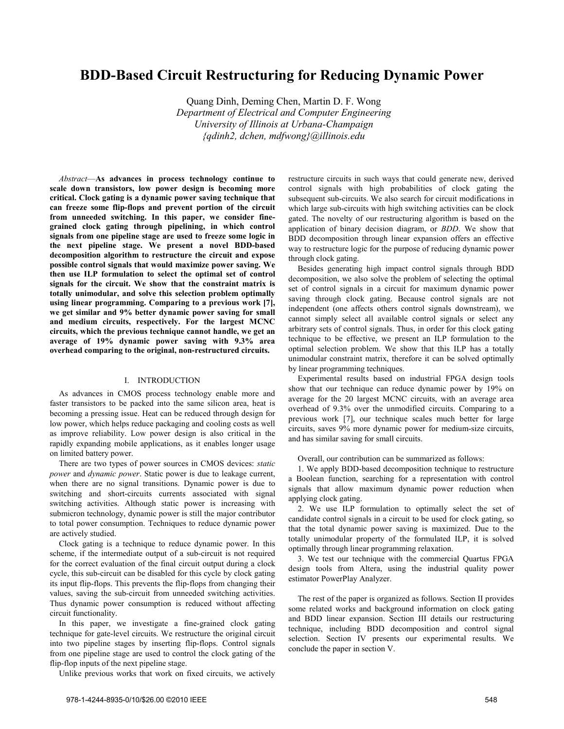# BDD-Based Circuit Restructuring for Reducing Dynamic Power

Quang Dinh, Deming Chen, Martin D. F. Wong
*Department of Electrical and Computer Engineering*
*University of Illinois at Urbana-Champaign*
*{qdinh2, dchen, mdfwong}@illinois.edu*

*Abstract*—**As advances in process technology continue to scale down transistors, low power design is becoming more critical. Clock gating is a dynamic power saving technique that can freeze some flip-flops and prevent portion of the circuit from unneeded switching. In this paper, we consider fine-grained clock gating through pipelining, in which control signals from one pipeline stage are used to freeze some logic in the next pipeline stage. We present a novel BDD-based decomposition algorithm to restructure the circuit and expose possible control signals that would maximize power saving. We then use ILP formulation to select the optimal set of control signals for the circuit. We show that the constraint matrix is totally unimodular, and solve this selection problem optimally using linear programming. Comparing to a previous work [7], we get similar and 9% better dynamic power saving for small and medium circuits, respectively. For the largest MCNC circuits, which the previous technique cannot handle, we get an average of 19% dynamic power saving with 9.3% area overhead comparing to the original, non-restructured circuits.**

## I. INTRODUCTION

As advances in CMOS process technology enable more and faster transistors to be packed into the same silicon area, heat is becoming a pressing issue. Heat can be reduced through design for low power, which helps reduce packaging and cooling costs as well as improve reliability. Low power design is also critical in the rapidly expanding mobile applications, as it enables longer usage on limited battery power.

There are two types of power sources in CMOS devices: *static power* and *dynamic power*. Static power is due to leakage current, when there are no signal transitions. Dynamic power is due to switching and short-circuits currents associated with signal switching activities. Although static power is increasing with submicron technology, dynamic power is still the major contributor to total power consumption. Techniques to reduce dynamic power are actively studied.

Clock gating is a technique to reduce dynamic power. In this scheme, if the intermediate output of a sub-circuit is not required for the correct evaluation of the final circuit output during a clock cycle, this sub-circuit can be disabled for this cycle by clock gating its input flip-flops. This prevents the flip-flops from changing their values, saving the sub-circuit from unneeded switching activities. Thus dynamic power consumption is reduced without affecting circuit functionality.

In this paper, we investigate a fine-grained clock gating technique for gate-level circuits. We restructure the original circuit into two pipeline stages by inserting flip-flops. Control signals from one pipeline stage are used to control the clock gating of the flip-flop inputs of the next pipeline stage.

Unlike previous works that work on fixed circuits, we actively restructure circuits in such ways that could generate new, derived control signals with high probabilities of clock gating the subsequent sub-circuits. We also search for circuit modifications in which large sub-circuits with high switching activities can be clock gated. The novelty of our restructuring algorithm is based on the application of binary decision diagram, or *BDD*. We show that BDD decomposition through linear expansion offers an effective way to restructure logic for the purpose of reducing dynamic power through clock gating.

Besides generating high impact control signals through BDD decomposition, we also solve the problem of selecting the optimal set of control signals in a circuit for maximum dynamic power saving through clock gating. Because control signals are not independent (one affects others control signals downstream), we cannot simply select all available control signals or select any arbitrary sets of control signals. Thus, in order for this clock gating technique to be effective, we present an ILP formulation to the optimal selection problem. We show that this ILP has a totally unimodular constraint matrix, therefore it can be solved optimally by linear programming techniques.

Experimental results based on industrial FPGA design tools show that our technique can reduce dynamic power by 19% on average for the 20 largest MCNC circuits, with an average area overhead of 9.3% over the unmodified circuits. Comparing to a previous work [7], our technique scales much better for large circuits, saves 9% more dynamic power for medium-size circuits, and has similar saving for small circuits.

Overall, our contribution can be summarized as follows:

1. We apply BDD-based decomposition technique to restructure a Boolean function, searching for a representation with control signals that allow maximum dynamic power reduction when applying clock gating.
2. We use ILP formulation to optimally select the set of candidate control signals in a circuit to be used for clock gating, so that the total dynamic power saving is maximized. Due to the totally unimodular property of the formulated ILP, it is solved optimally through linear programming relaxation.
3. We test our technique with the commercial Quartus FPGA design tools from Altera, using the industrial quality power estimator PowerPlay Analyzer.

The rest of the paper is organized as follows. Section II provides some related works and background information on clock gating and BDD linear expansion. Section III details our restructuring technique, including BDD decomposition and control signal selection. Section IV presents our experimental results. We conclude the paper in section V.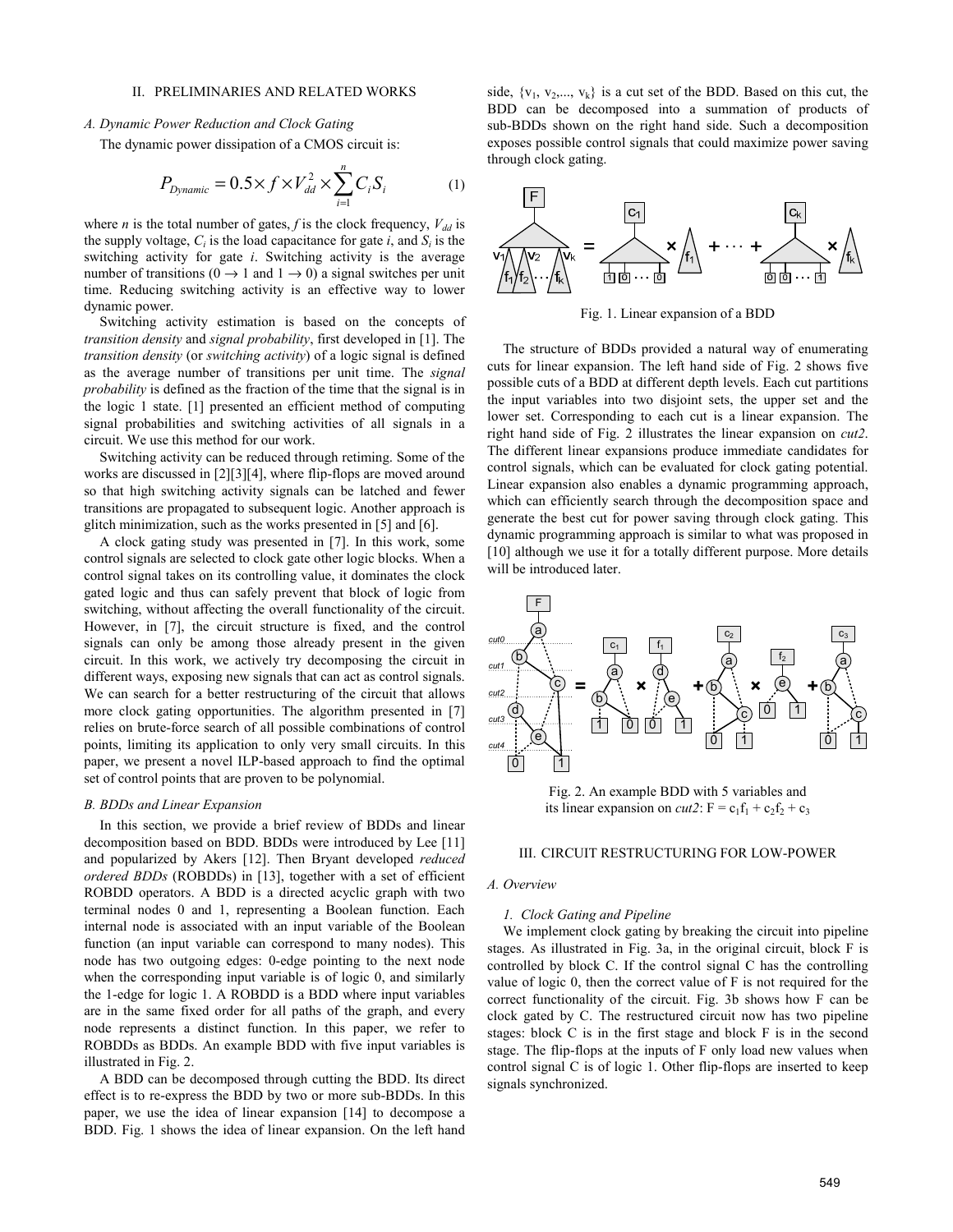## II. PRELIMINARIES AND RELATED WORKS

### A. Dynamic Power Reduction and Clock Gating

The dynamic power dissipation of a CMOS circuit is:

$$P_{Dynamic} = 0.5 \times f \times V_{dd}^2 \times \sum_{i=1}^{n} C_i S_i \qquad (1)$$

where $n$ is the total number of gates, $f$ is the clock frequency, $V_{dd}$ is the supply voltage, $C_i$ is the load capacitance for gate $i$, and $S_i$ is the switching activity for gate $i$. Switching activity is the average number of transitions ($0 \rightarrow 1$ and $1 \rightarrow 0$) a signal switches per unit time. Reducing switching activity is an effective way to lower dynamic power.

Switching activity estimation is based on the concepts of *transition density* and *signal probability*, first developed in [1]. The *transition density* (or *switching activity*) of a logic signal is defined as the average number of transitions per unit time. The *signal probability* is defined as the fraction of the time that the signal is in the logic 1 state. [1] presented an efficient method of computing signal probabilities and switching activities of all signals in a circuit. We use this method for our work.

Switching activity can be reduced through retiming. Some of the works are discussed in [2][3][4], where flip-flops are moved around so that high switching activity signals can be latched and fewer transitions are propagated to subsequent logic. Another approach is glitch minimization, such as the works presented in [5] and [6].

A clock gating study was presented in [7]. In this work, some control signals are selected to clock gate other logic blocks. When a control signal takes on its controlling value, it dominates the clock gated logic and thus can safely prevent that block of logic from switching, without affecting the overall functionality of the circuit. However, in [7], the circuit structure is fixed, and the control signals can only be among those already present in the given circuit. In this work, we actively try decomposing the circuit in different ways, exposing new signals that can act as control signals. We can search for a better restructuring of the circuit that allows more clock gating opportunities. The algorithm presented in [7] relies on brute-force search of all possible combinations of control points, limiting its application to only very small circuits. In this paper, we present a novel ILP-based approach to find the optimal set of control points that are proven to be polynomial.

### B. BDDs and Linear Expansion

In this section, we provide a brief review of BDDs and linear decomposition based on BDD. BDDs were introduced by Lee [11] and popularized by Akers [12]. Then Bryant developed *reduced ordered BDDs* (ROBDDs) in [13], together with a set of efficient ROBDD operators. A BDD is a directed acyclic graph with two terminal nodes 0 and 1, representing a Boolean function. Each internal node is associated with an input variable of the Boolean function (an input variable can correspond to many nodes). This node has two outgoing edges: 0-edge pointing to the next node when the corresponding input variable is of logic 0, and similarly the 1-edge for logic 1. A ROBDD is a BDD where input variables are in the same fixed order for all paths of the graph, and every node represents a distinct function. In this paper, we refer to ROBDDs as BDDs. An example BDD with five input variables is illustrated in Fig. 2.

A BDD can be decomposed through cutting the BDD. Its direct effect is to re-express the BDD by two or more sub-BDDs. In this paper, we use the idea of linear expansion [14] to decompose a BDD. Fig. 1 shows the idea of linear expansion. On the left hand side, $\{v_1, v_2, \ldots, v_k\}$ is a cut set of the BDD. Based on this cut, the BDD can be decomposed into a summation of products of sub-BDDs shown on the right hand side. Such a decomposition exposes possible control signals that could maximize power saving through clock gating.

Fig. 1. Linear expansion of a BDD

The structure of BDDs provided a natural way of enumerating cuts for linear expansion. The left hand side of Fig. 2 shows five possible cuts of a BDD at different depth levels. Each cut partitions the input variables into two disjoint sets, the upper set and the lower set. Corresponding to each cut is a linear expansion. The right hand side of Fig. 2 illustrates the linear expansion on *cut2*. The different linear expansions produce immediate candidates for control signals, which can be evaluated for clock gating potential. Linear expansion also enables a dynamic programming approach, which can efficiently search through the decomposition space and generate the best cut for power saving through clock gating. This dynamic programming approach is similar to what was proposed in [10] although we use it for a totally different purpose. More details will be introduced later.

Fig. 2. An example BDD with 5 variables and its linear expansion on *cut2*: $F = c_1f_1 + c_2f_2 + c_3$

## III. CIRCUIT RESTRUCTURING FOR LOW-POWER

### A. Overview

#### 1. Clock Gating and Pipeline

We implement clock gating by breaking the circuit into pipeline stages. As illustrated in Fig. 3a, in the original circuit, block F is controlled by block C. If the control signal C has the controlling value of logic 0, then the correct value of F is not required for the correct functionality of the circuit. Fig. 3b shows how F can be clock gated by C. The restructured circuit now has two pipeline stages: block C is in the first stage and block F is in the second stage. The flip-flops at the inputs of F only load new values when control signal C is of logic 1. Other flip-flops are inserted to keep signals synchronized.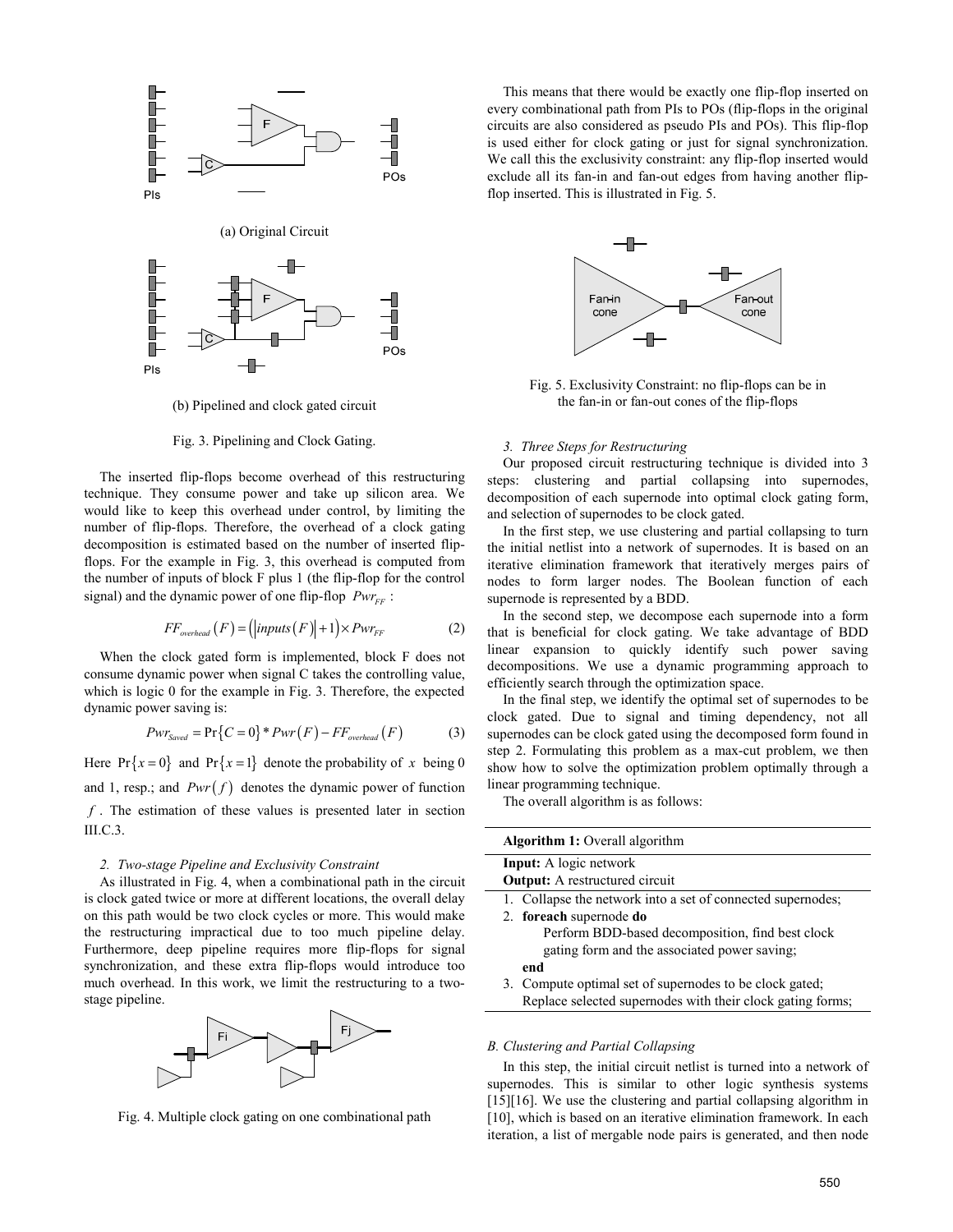(a) Original Circuit

(b) Pipelined and clock gated circuit

Fig. 3. Pipelining and Clock Gating.

The inserted flip-flops become overhead of this restructuring technique. They consume power and take up silicon area. We would like to keep this overhead under control, by limiting the number of flip-flops. Therefore, the overhead of a clock gating decomposition is estimated based on the number of inserted flip-flops. For the example in Fig. 3, this overhead is computed from the number of inputs of block F plus 1 (the flip-flop for the control signal) and the dynamic power of one flip-flop $Pwr_{FF}$ :

$$FF_{overhead}(F) = (|inputs(F)| + 1) \times Pwr_{FF} \tag{2}$$

When the clock gated form is implemented, block F does not consume dynamic power when signal C takes the controlling value, which is logic 0 for the example in Fig. 3. Therefore, the expected dynamic power saving is:

$$Pwr_{Saved} = \Pr\{C = 0\} * Pwr(F) - FF_{overhead}(F) \tag{3}$$

Here $\Pr\{x = 0\}$ and $\Pr\{x = 1\}$ denote the probability of $x$ being 0 and 1, resp.; and $Pwr(f)$ denotes the dynamic power of function $f$. The estimation of these values is presented later in section III.C.3.

*2. Two-stage Pipeline and Exclusivity Constraint*

As illustrated in Fig. 4, when a combinational path in the circuit is clock gated twice or more at different locations, the overall delay on this path would be two clock cycles or more. This would make the restructuring impractical due to too much pipeline delay. Furthermore, deep pipeline requires more flip-flops for signal synchronization, and these extra flip-flops would introduce too much overhead. In this work, we limit the restructuring to a two-stage pipeline.

Fig. 4. Multiple clock gating on one combinational path

This means that there would be exactly one flip-flop inserted on every combinational path from PIs to POs (flip-flops in the original circuits are also considered as pseudo PIs and POs). This flip-flop is used either for clock gating or just for signal synchronization. We call this the exclusivity constraint: any flip-flop inserted would exclude all its fan-in and fan-out edges from having another flip-flop inserted. This is illustrated in Fig. 5.

Fig. 5. Exclusivity Constraint: no flip-flops can be in the fan-in or fan-out cones of the flip-flops

*3. Three Steps for Restructuring*

Our proposed circuit restructuring technique is divided into 3 steps: clustering and partial collapsing into supernodes, decomposition of each supernode into optimal clock gating form, and selection of supernodes to be clock gated.

In the first step, we use clustering and partial collapsing to turn the initial netlist into a network of supernodes. It is based on an iterative elimination framework that iteratively merges pairs of nodes to form larger nodes. The Boolean function of each supernode is represented by a BDD.

In the second step, we decompose each supernode into a form that is beneficial for clock gating. We take advantage of BDD linear expansion to quickly identify such power saving decompositions. We use a dynamic programming approach to efficiently search through the optimization space.

In the final step, we identify the optimal set of supernodes to be clock gated. Due to signal and timing dependency, not all supernodes can be clock gated using the decomposed form found in step 2. Formulating this problem as a max-cut problem, we then show how to solve the optimization problem optimally through a linear programming technique.

The overall algorithm is as follows:

```
Algorithm 1: Overall algorithm
Input: A logic network
Output: A restructured circuit
1. Collapse the network into a set of connected supernodes;
2. foreach supernode do
       Perform BDD-based decomposition, find best clock
       gating form and the associated power saving;
   end
3. Compute optimal set of supernodes to be clock gated;
   Replace selected supernodes with their clock gating forms;
```

*B. Clustering and Partial Collapsing*

In this step, the initial circuit netlist is turned into a network of supernodes. This is similar to other logic synthesis systems [15][16]. We use the clustering and partial collapsing algorithm in [10], which is based on an iterative elimination framework. In each iteration, a list of mergable node pairs is generated, and then node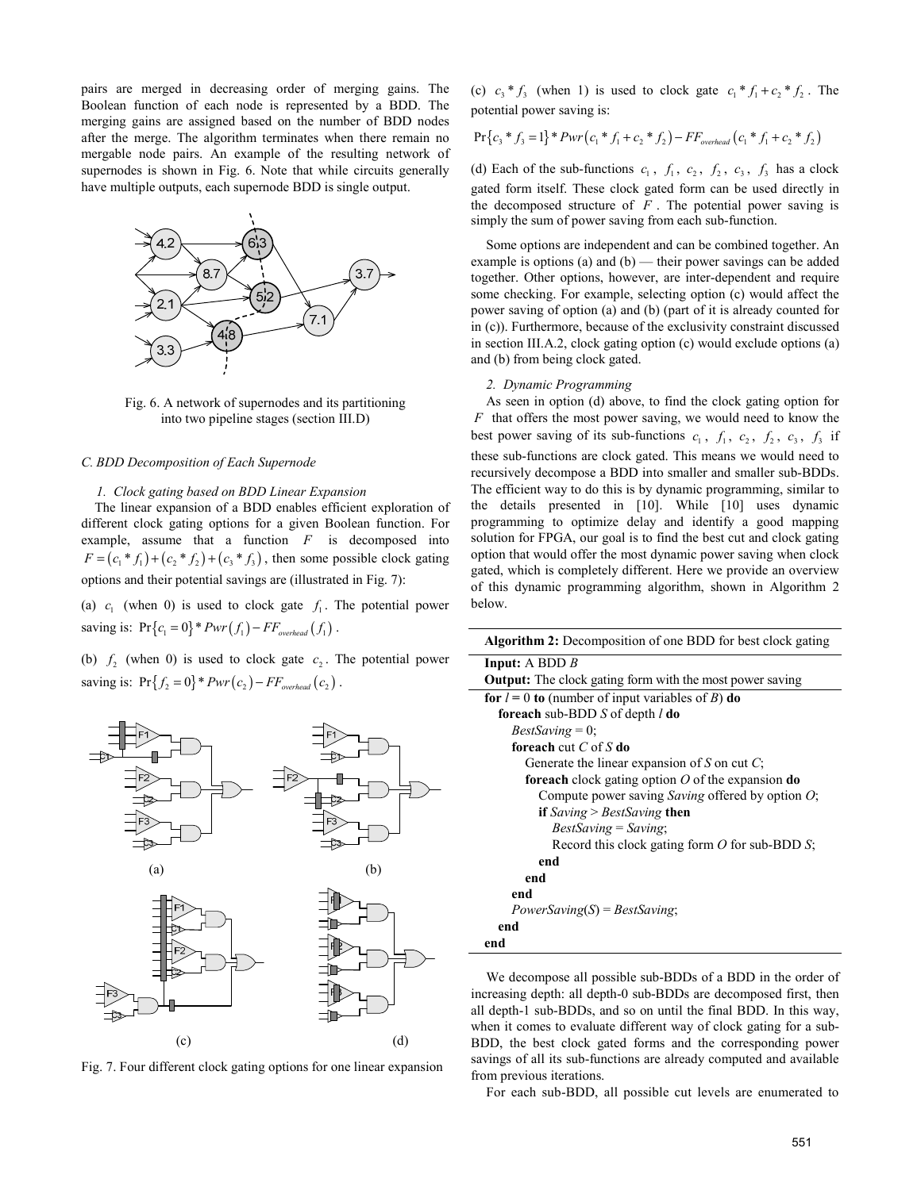pairs are merged in decreasing order of merging gains. The Boolean function of each node is represented by a BDD. The merging gains are assigned based on the number of BDD nodes after the merge. The algorithm terminates when there remain no mergable node pairs. An example of the resulting network of supernodes is shown in Fig. 6. Note that while circuits generally have multiple outputs, each supernode BDD is single output.

Fig. 6. A network of supernodes and its partitioning into two pipeline stages (section III.D)

### C. BDD Decomposition of Each Supernode

#### 1. Clock gating based on BDD Linear Expansion

The linear expansion of a BDD enables efficient exploration of different clock gating options for a given Boolean function. For example, assume that a function $F$ is decomposed into $F = (c_1 * f_1) + (c_2 * f_2) + (c_3 * f_3)$, then some possible clock gating options and their potential savings are (illustrated in Fig. 7):

(a) $c_1$ (when 0) is used to clock gate $f_1$. The potential power saving is: $\Pr\{c_1 = 0\} * Pwr(f_1) - FF_{overhead}(f_1)$.

(b) $f_2$ (when 0) is used to clock gate $c_2$. The potential power saving is: $\Pr\{f_2 = 0\} * Pwr(c_2) - FF_{overhead}(c_2)$.

Fig. 7. Four different clock gating options for one linear expansion

(c) $c_3 * f_3$ (when 1) is used to clock gate $c_1 * f_1 + c_2 * f_2$. The potential power saving is:

$$\Pr\{c_3 * f_3 = 1\} * Pwr(c_1 * f_1 + c_2 * f_2) - FF_{overhead}(c_1 * f_1 + c_2 * f_2)$$

(d) Each of the sub-functions $c_1$, $f_1$, $c_2$, $f_2$, $c_3$, $f_3$ has a clock gated form itself. These clock gated form can be used directly in the decomposed structure of $F$. The potential power saving is simply the sum of power saving from each sub-function.

Some options are independent and can be combined together. An example is options (a) and (b) — their power savings can be added together. Other options, however, are inter-dependent and require some checking. For example, selecting option (c) would affect the power saving of option (a) and (b) (part of it is already counted for in (c)). Furthermore, because of the exclusivity constraint discussed in section III.A.2, clock gating option (c) would exclude options (a) and (b) from being clock gated.

#### 2. Dynamic Programming

As seen in option (d) above, to find the clock gating option for $F$ that offers the most power saving, we would need to know the best power saving of its sub-functions $c_1$, $f_1$, $c_2$, $f_2$, $c_3$, $f_3$ if these sub-functions are clock gated. This means we would need to recursively decompose a BDD into smaller and smaller sub-BDDs. The efficient way to do this is by dynamic programming, similar to the details presented in [10]. While [10] uses dynamic programming to optimize delay and identify a good mapping solution for FPGA, our goal is to find the best cut and clock gating option that would offer the most dynamic power saving when clock gated, which is completely different. Here we provide an overview of this dynamic programming algorithm, shown in Algorithm 2 below.

**Algorithm 2:** Decomposition of one BDD for best clock gating

**Input:** A BDD *B*
**Output:** The clock gating form with the most power saving

```
for l = 0 to (number of input variables of B) do
  foreach sub-BDD S of depth l do
    BestSaving = 0;
    foreach cut C of S do
      Generate the linear expansion of S on cut C;
      foreach clock gating option O of the expansion do
        Compute power saving Saving offered by option O;
        if Saving > BestSaving then
          BestSaving = Saving;
          Record this clock gating form O for sub-BDD S;
        end
      end
    end
    PowerSaving(S) = BestSaving;
  end
end
```

We decompose all possible sub-BDDs of a BDD in the order of increasing depth: all depth-0 sub-BDDs are decomposed first, then all depth-1 sub-BDDs, and so on until the final BDD. In this way, when it comes to evaluate different way of clock gating for a sub-BDD, the best clock gated forms and the corresponding power savings of all its sub-functions are already computed and available from previous iterations.

For each sub-BDD, all possible cut levels are enumerated to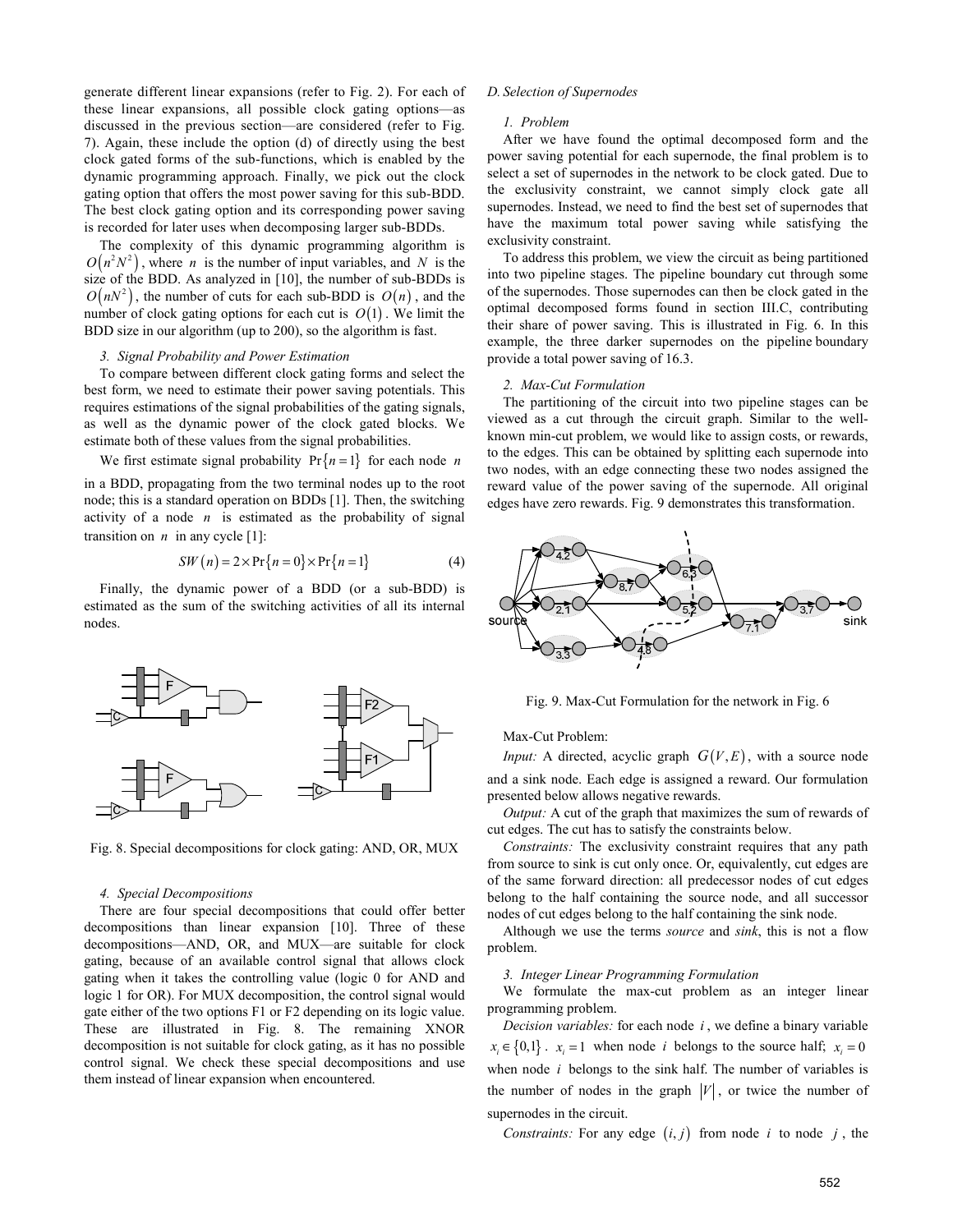generate different linear expansions (refer to Fig. 2). For each of these linear expansions, all possible clock gating options—as discussed in the previous section—are considered (refer to Fig. 7). Again, these include the option (d) of directly using the best clock gated forms of the sub-functions, which is enabled by the dynamic programming approach. Finally, we pick out the clock gating option that offers the most power saving for this sub-BDD. The best clock gating option and its corresponding power saving is recorded for later uses when decomposing larger sub-BDDs.

The complexity of this dynamic programming algorithm is $O(n^2N^2)$, where $n$ is the number of input variables, and $N$ is the size of the BDD. As analyzed in [10], the number of sub-BDDs is $O(nN^2)$, the number of cuts for each sub-BDD is $O(n)$, and the number of clock gating options for each cut is $O(1)$. We limit the BDD size in our algorithm (up to 200), so the algorithm is fast.

*3. Signal Probability and Power Estimation*

To compare between different clock gating forms and select the best form, we need to estimate their power saving potentials. This requires estimations of the signal probabilities of the gating signals, as well as the dynamic power of the clock gated blocks. We estimate both of these values from the signal probabilities.

We first estimate signal probability $\Pr\{n=1\}$ for each node $n$ in a BDD, propagating from the two terminal nodes up to the root node; this is a standard operation on BDDs [1]. Then, the switching activity of a node $n$ is estimated as the probability of signal transition on $n$ in any cycle [1]:

$$SW(n) = 2 \times \Pr\{n=0\} \times \Pr\{n=1\} \quad (4)$$

Finally, the dynamic power of a BDD (or a sub-BDD) is estimated as the sum of the switching activities of all its internal nodes.

Fig. 8. Special decompositions for clock gating: AND, OR, MUX

*4. Special Decompositions*

There are four special decompositions that could offer better decompositions than linear expansion [10]. Three of these decompositions—AND, OR, and MUX—are suitable for clock gating, because of an available control signal that allows clock gating when it takes the controlling value (logic 0 for AND and logic 1 for OR). For MUX decomposition, the control signal would gate either of the two options F1 or F2 depending on its logic value. These are illustrated in Fig. 8. The remaining XNOR decomposition is not suitable for clock gating, as it has no possible control signal. We check these special decompositions and use them instead of linear expansion when encountered.

*D. Selection of Supernodes*

*1. Problem*

After we have found the optimal decomposed form and the power saving potential for each supernode, the final problem is to select a set of supernodes in the network to be clock gated. Due to the exclusivity constraint, we cannot simply clock gate all supernodes. Instead, we need to find the best set of supernodes that have the maximum total power saving while satisfying the exclusivity constraint.

To address this problem, we view the circuit as being partitioned into two pipeline stages. The pipeline boundary cut through some of the supernodes. Those supernodes can then be clock gated in the optimal decomposed forms found in section III.C, contributing their share of power saving. This is illustrated in Fig. 6. In this example, the three darker supernodes on the pipeline boundary provide a total power saving of 16.3.

*2. Max-Cut Formulation*

The partitioning of the circuit into two pipeline stages can be viewed as a cut through the circuit graph. Similar to the well-known min-cut problem, we would like to assign costs, or rewards, to the edges. This can be obtained by splitting each supernode into two nodes, with an edge connecting these two nodes assigned the reward value of the power saving of the supernode. All original edges have zero rewards. Fig. 9 demonstrates this transformation.

Fig. 9. Max-Cut Formulation for the network in Fig. 6

Max-Cut Problem:

*Input:* A directed, acyclic graph $G(V,E)$, with a source node and a sink node. Each edge is assigned a reward. Our formulation presented below allows negative rewards.

*Output:* A cut of the graph that maximizes the sum of rewards of cut edges. The cut has to satisfy the constraints below.

*Constraints:* The exclusivity constraint requires that any path from source to sink is cut only once. Or, equivalently, cut edges are of the same forward direction: all predecessor nodes of cut edges belong to the half containing the source node, and all successor nodes of cut edges belong to the half containing the sink node.

Although we use the terms *source* and *sink*, this is not a flow problem.

*3. Integer Linear Programming Formulation*

We formulate the max-cut problem as an integer linear programming problem.

*Decision variables:* for each node $i$, we define a binary variable $x_i \in \{0,1\}$. $x_i = 1$ when node $i$ belongs to the source half; $x_i = 0$ when node $i$ belongs to the sink half. The number of variables is the number of nodes in the graph $|V|$, or twice the number of supernodes in the circuit.

*Constraints:* For any edge $(i,j)$ from node $i$ to node $j$, the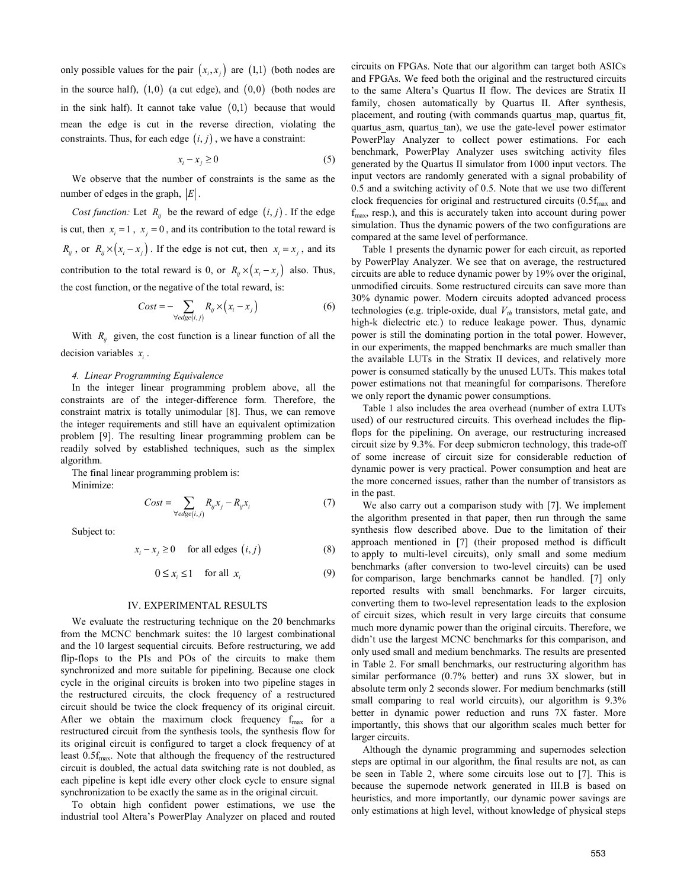only possible values for the pair $(x_i, x_j)$ are $(1,1)$ (both nodes are in the source half), $(1,0)$ (a cut edge), and $(0,0)$ (both nodes are in the sink half). It cannot take value $(0,1)$ because that would mean the edge is cut in the reverse direction, violating the constraints. Thus, for each edge $(i, j)$, we have a constraint:

$$x_i - x_j \geq 0 \tag{5}$$

We observe that the number of constraints is the same as the number of edges in the graph, $|E|$.

*Cost function:* Let $R_{ij}$ be the reward of edge $(i, j)$. If the edge is cut, then $x_i = 1$, $x_j = 0$, and its contribution to the total reward is $R_{ij}$, or $R_{ij} \times (x_i - x_j)$. If the edge is not cut, then $x_i = x_j$, and its contribution to the total reward is 0, or $R_{ij} \times (x_i - x_j)$ also. Thus, the cost function, or the negative of the total reward, is:

$$Cost = -\sum_{\forall edge(i,j)} R_{ij} \times (x_i - x_j) \tag{6}$$

With $R_{ij}$ given, the cost function is a linear function of all the decision variables $x_i$.

*4. Linear Programming Equivalence*

In the integer linear programming problem above, all the constraints are of the integer-difference form. Therefore, the constraint matrix is totally unimodular [8]. Thus, we can remove the integer requirements and still have an equivalent optimization problem [9]. The resulting linear programming problem can be readily solved by established techniques, such as the simplex algorithm.

The final linear programming problem is:

Minimize:

$$Cost = \sum_{\forall edge(i,j)} R_{ij} x_j - R_{ij} x_i \tag{7}$$

Subject to:

$$x_i - x_j \geq 0 \quad \text{for all edges } (i, j) \tag{8}$$

$$0 \leq x_i \leq 1 \quad \text{for all } x_i \tag{9}$$

## IV. EXPERIMENTAL RESULTS

We evaluate the restructuring technique on the 20 benchmarks from the MCNC benchmark suites: the 10 largest combinational and the 10 largest sequential circuits. Before restructuring, we add flip-flops to the PIs and POs of the circuits to make them synchronized and more suitable for pipelining. Because one clock cycle in the original circuits is broken into two pipeline stages in the restructured circuits, the clock frequency of a restructured circuit should be twice the clock frequency of its original circuit. After we obtain the maximum clock frequency $f_{max}$ for a restructured circuit from the synthesis tools, the synthesis flow for its original circuit is configured to target a clock frequency of at least $0.5f_{max}$. Note that although the frequency of the restructured circuit is doubled, the actual data switching rate is not doubled, as each pipeline is kept idle every other clock cycle to ensure signal synchronization to be exactly the same as in the original circuit.

To obtain high confident power estimations, we use the industrial tool Altera's PowerPlay Analyzer on placed and routed circuits on FPGAs. Note that our algorithm can target both ASICs and FPGAs. We feed both the original and the restructured circuits to the same Altera's Quartus II flow. The devices are Stratix II family, chosen automatically by Quartus II. After synthesis, placement, and routing (with commands quartus_map, quartus_fit, quartus_asm, quartus_tan), we use the gate-level power estimator PowerPlay Analyzer to collect power estimations. For each benchmark, PowerPlay Analyzer uses switching activity files generated by the Quartus II simulator from 1000 input vectors. The input vectors are randomly generated with a signal probability of 0.5 and a switching activity of 0.5. Note that we use two different clock frequencies for original and restructured circuits ($0.5f_{max}$ and $f_{max}$, resp.), and this is accurately taken into account during power simulation. Thus the dynamic powers of the two configurations are compared at the same level of performance.

Table 1 presents the dynamic power for each circuit, as reported by PowerPlay Analyzer. We see that on average, the restructured circuits are able to reduce dynamic power by 19% over the original, unmodified circuits. Some restructured circuits can save more than 30% dynamic power. Modern circuits adopted advanced process technologies (e.g. triple-oxide, dual $V_{th}$ transistors, metal gate, and high-k dielectric etc.) to reduce leakage power. Thus, dynamic power is still the dominating portion in the total power. However, in our experiments, the mapped benchmarks are much smaller than the available LUTs in the Stratix II devices, and relatively more power is consumed statically by the unused LUTs. This makes total power estimations not that meaningful for comparisons. Therefore we only report the dynamic power consumptions.

Table 1 also includes the area overhead (number of extra LUTs used) of our restructured circuits. This overhead includes the flip-flops for the pipelining. On average, our restructuring increased circuit size by 9.3%. For deep submicron technology, this trade-off of some increase of circuit size for considerable reduction of dynamic power is very practical. Power consumption and heat are the more concerned issues, rather than the number of transistors as in the past.

We also carry out a comparison study with [7]. We implement the algorithm presented in that paper, then run through the same synthesis flow described above. Due to the limitation of their approach mentioned in [7] (their proposed method is difficult to apply to multi-level circuits), only small and some medium benchmarks (after conversion to two-level circuits) can be used for comparison, large benchmarks cannot be handled. [7] only reported results with small benchmarks. For larger circuits, converting them to two-level representation leads to the explosion of circuit sizes, which result in very large circuits that consume much more dynamic power than the original circuits. Therefore, we didn't use the largest MCNC benchmarks for this comparison, and only used small and medium benchmarks. The results are presented in Table 2. For small benchmarks, our restructuring algorithm has similar performance (0.7% better) and runs 3X slower, but in absolute term only 2 seconds slower. For medium benchmarks (still small comparing to real world circuits), our algorithm is 9.3% better in dynamic power reduction and runs 7X faster. More importantly, this shows that our algorithm scales much better for larger circuits.

Although the dynamic programming and supernodes selection steps are optimal in our algorithm, the final results are not, as can be seen in Table 2, where some circuits lose out to [7]. This is because the supernode network generated in III.B is based on heuristics, and more importantly, our dynamic power savings are only estimations at high level, without knowledge of physical steps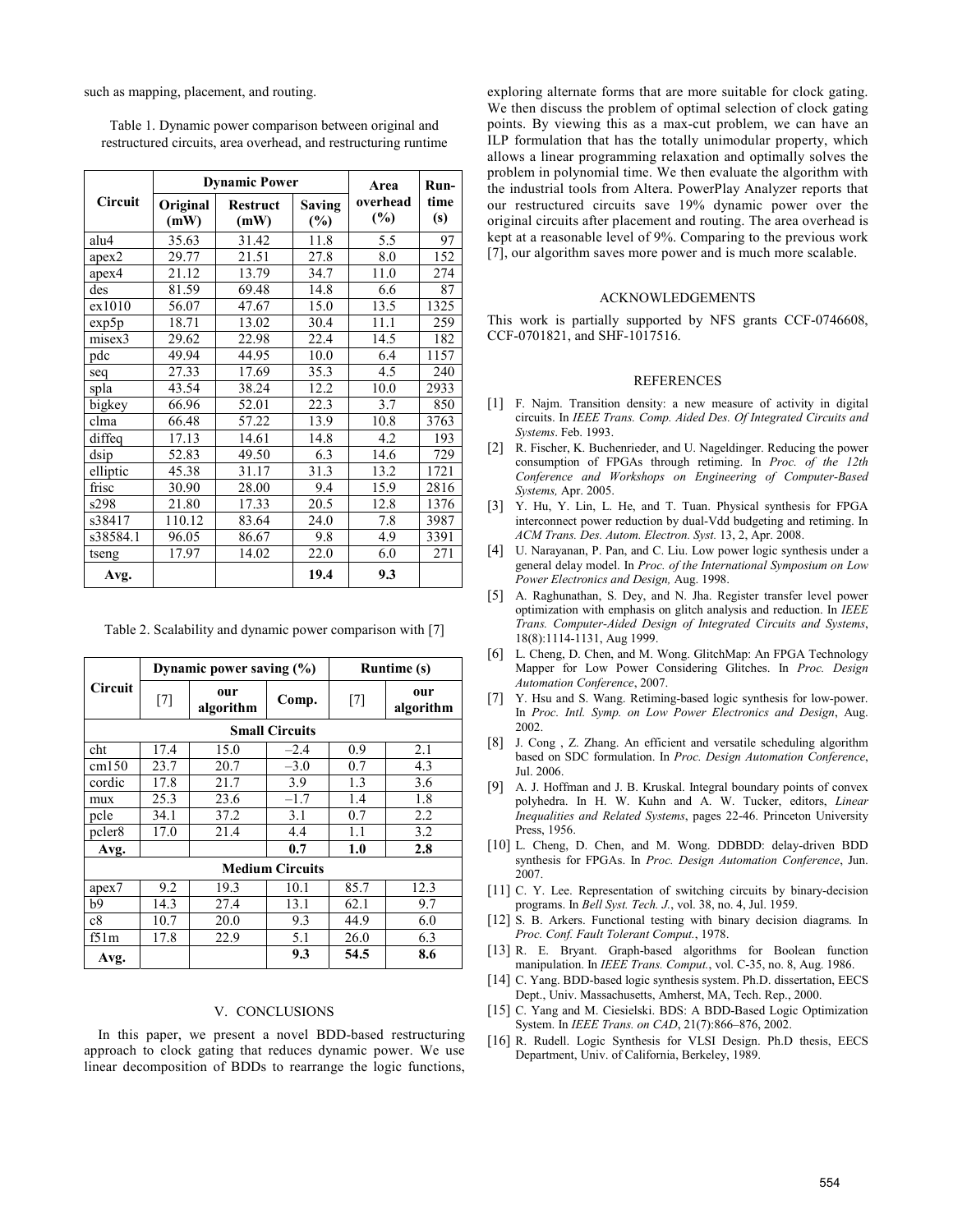such as mapping, placement, and routing.

Table 1. Dynamic power comparison between original and restructured circuits, area overhead, and restructuring runtime

| Circuit | Dynamic Power | | | Area overhead (%) | Run-time (s) |
|---|---|---|---|---|---|
| | Original (mW) | Restruct (mW) | Saving (%) | | |
| alu4 | 35.63 | 31.42 | 11.8 | 5.5 | 97 |
| apex2 | 29.77 | 21.51 | 27.8 | 8.0 | 152 |
| apex4 | 21.12 | 13.79 | 34.7 | 11.0 | 274 |
| des | 81.59 | 69.48 | 14.8 | 6.6 | 87 |
| ex1010 | 56.07 | 47.67 | 15.0 | 13.5 | 1325 |
| exp5p | 18.71 | 13.02 | 30.4 | 11.1 | 259 |
| misex3 | 29.62 | 22.98 | 22.4 | 14.5 | 182 |
| pdc | 49.94 | 44.95 | 10.0 | 6.4 | 1157 |
| seq | 27.33 | 17.69 | 35.3 | 4.5 | 240 |
| spla | 43.54 | 38.24 | 12.2 | 10.0 | 2933 |
| bigkey | 66.96 | 52.01 | 22.3 | 3.7 | 850 |
| clma | 66.48 | 57.22 | 13.9 | 10.8 | 3763 |
| diffeq | 17.13 | 14.61 | 14.8 | 4.2 | 193 |
| dsip | 52.83 | 49.50 | 6.3 | 14.6 | 729 |
| elliptic | 45.38 | 31.17 | 31.3 | 13.2 | 1721 |
| frisc | 30.90 | 28.00 | 9.4 | 15.9 | 2816 |
| s298 | 21.80 | 17.33 | 20.5 | 12.8 | 1376 |
| s38417 | 110.12 | 83.64 | 24.0 | 7.8 | 3987 |
| s38584.1 | 96.05 | 86.67 | 9.8 | 4.9 | 3391 |
| tseng | 17.97 | 14.02 | 22.0 | 6.0 | 271 |
| **Avg.** | | | **19.4** | **9.3** | |

Table 2. Scalability and dynamic power comparison with [7]

| Circuit | Dynamic power saving (%) | | | Runtime (s) | |
|---|---|---|---|---|---|
| | [7] | our algorithm | Comp. | [7] | our algorithm |
| **Small Circuits** | | | | | |
| cht | 17.4 | 15.0 | –2.4 | 0.9 | 2.1 |
| cm150 | 23.7 | 20.7 | –3.0 | 0.7 | 4.3 |
| cordic | 17.8 | 21.7 | 3.9 | 1.3 | 3.6 |
| mux | 25.3 | 23.6 | –1.7 | 1.4 | 1.8 |
| pcle | 34.1 | 37.2 | 3.1 | 0.7 | 2.2 |
| pcler8 | 17.0 | 21.4 | 4.4 | 1.1 | 3.2 |
| **Avg.** | | | **0.7** | **1.0** | **2.8** |
| **Medium Circuits** | | | | | |
| apex7 | 9.2 | 19.3 | 10.1 | 85.7 | 12.3 |
| b9 | 14.3 | 27.4 | 13.1 | 62.1 | 9.7 |
| c8 | 10.7 | 20.0 | 9.3 | 44.9 | 6.0 |
| f51m | 17.8 | 22.9 | 5.1 | 26.0 | 6.3 |
| **Avg.** | | | **9.3** | **54.5** | **8.6** |

## V. CONCLUSIONS

In this paper, we present a novel BDD-based restructuring approach to clock gating that reduces dynamic power. We use linear decomposition of BDDs to rearrange the logic functions, exploring alternate forms that are more suitable for clock gating. We then discuss the problem of optimal selection of clock gating points. By viewing this as a max-cut problem, we can have an ILP formulation that has the totally unimodular property, which allows a linear programming relaxation and optimally solves the problem in polynomial time. We then evaluate the algorithm with the industrial tools from Altera. PowerPlay Analyzer reports that our restructured circuits save 19% dynamic power over the original circuits after placement and routing. The area overhead is kept at a reasonable level of 9%. Comparing to the previous work [7], our algorithm saves more power and is much more scalable.

## ACKNOWLEDGEMENTS

This work is partially supported by NFS grants CCF-0746608, CCF-0701821, and SHF-1017516.

## REFERENCES

[1] F. Najm. Transition density: a new measure of activity in digital circuits. In *IEEE Trans. Comp. Aided Des. Of Integrated Circuits and Systems*. Feb. 1993.

[2] R. Fischer, K. Buchenrieder, and U. Nageldinger. Reducing the power consumption of FPGAs through retiming. In *Proc. of the 12th Conference and Workshops on Engineering of Computer-Based Systems,* Apr. 2005.

[3] Y. Hu, Y. Lin, L. He, and T. Tuan. Physical synthesis for FPGA interconnect power reduction by dual-Vdd budgeting and retiming. In *ACM Trans. Des. Autom. Electron. Syst.* 13, 2, Apr. 2008.

[4] U. Narayanan, P. Pan, and C. Liu. Low power logic synthesis under a general delay model. In *Proc. of the International Symposium on Low Power Electronics and Design,* Aug. 1998.

[5] A. Raghunathan, S. Dey, and N. Jha. Register transfer level power optimization with emphasis on glitch analysis and reduction. In *IEEE Trans. Computer-Aided Design of Integrated Circuits and Systems*, 18(8):1114-1131, Aug 1999.

[6] L. Cheng, D. Chen, and M. Wong. GlitchMap: An FPGA Technology Mapper for Low Power Considering Glitches. In *Proc. Design Automation Conference*, 2007.

[7] Y. Hsu and S. Wang. Retiming-based logic synthesis for low-power. In *Proc. Intl. Symp. on Low Power Electronics and Design*, Aug. 2002.

[8] J. Cong , Z. Zhang. An efficient and versatile scheduling algorithm based on SDC formulation. In *Proc. Design Automation Conference*, Jul. 2006.

[9] A. J. Hoffman and J. B. Kruskal. Integral boundary points of convex polyhedra. In H. W. Kuhn and A. W. Tucker, editors, *Linear Inequalities and Related Systems*, pages 22-46. Princeton University Press, 1956.

[10] L. Cheng, D. Chen, and M. Wong. DDBDD: delay-driven BDD synthesis for FPGAs. In *Proc. Design Automation Conference*, Jun. 2007.

[11] C. Y. Lee. Representation of switching circuits by binary-decision programs. In *Bell Syst. Tech. J.*, vol. 38, no. 4, Jul. 1959.

[12] S. B. Arkers. Functional testing with binary decision diagrams. In *Proc. Conf. Fault Tolerant Comput.*, 1978.

[13] R. E. Bryant. Graph-based algorithms for Boolean function manipulation. In *IEEE Trans. Comput.*, vol. C-35, no. 8, Aug. 1986.

[14] C. Yang. BDD-based logic synthesis system. Ph.D. dissertation, EECS Dept., Univ. Massachusetts, Amherst, MA, Tech. Rep., 2000.

[15] C. Yang and M. Ciesielski. BDS: A BDD-Based Logic Optimization System. In *IEEE Trans. on CAD*, 21(7):866–876, 2002.

[16] R. Rudell. Logic Synthesis for VLSI Design. Ph.D thesis, EECS Department, Univ. of California, Berkeley, 1989.